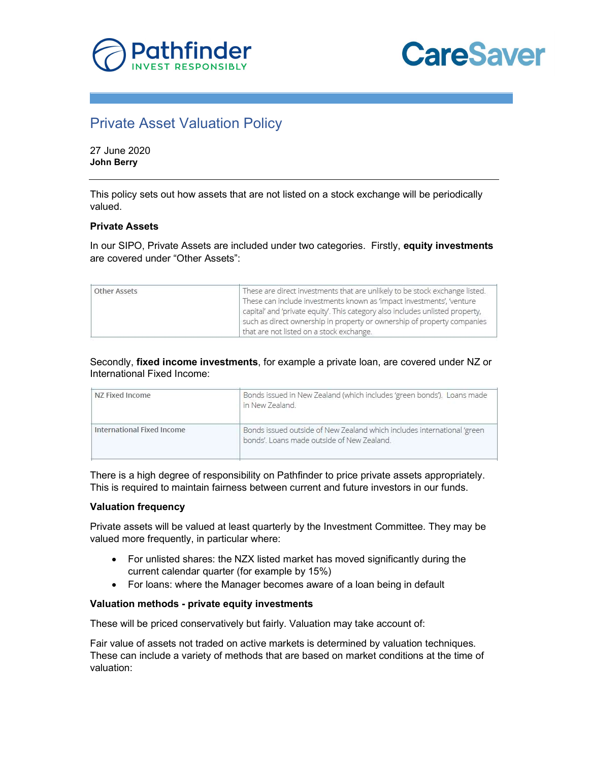# Private Asset Valuation Policy

27 June 2020
**John Berry**

---

This policy sets out how assets that are not listed on a stock exchange will be periodically valued.

**Private Assets**

In our SIPO, Private Assets are included under two categories. Firstly, **equity investments** are covered under "Other Assets":

| Other Assets | These are direct investments that are unlikely to be stock exchange listed. These can include investments known as 'impact investments', 'venture capital' and 'private equity'. This category also includes unlisted property, such as direct ownership in property or ownership of property companies that are not listed on a stock exchange. |
|---|---|

Secondly, **fixed income investments**, for example a private loan, are covered under NZ or International Fixed Income:

| NZ Fixed Income | Bonds issued in New Zealand (which includes 'green bonds'). Loans made in New Zealand. |
|---|---|
| International Fixed Income | Bonds issued outside of New Zealand which includes international 'green bonds'. Loans made outside of New Zealand. |

There is a high degree of responsibility on Pathfinder to price private assets appropriately. This is required to maintain fairness between current and future investors in our funds.

**Valuation frequency**

Private assets will be valued at least quarterly by the Investment Committee. They may be valued more frequently, in particular where:

- For unlisted shares: the NZX listed market has moved significantly during the current calendar quarter (for example by 15%)
- For loans: where the Manager becomes aware of a loan being in default

**Valuation methods - private equity investments**

These will be priced conservatively but fairly. Valuation may take account of:

Fair value of assets not traded on active markets is determined by valuation techniques. These can include a variety of methods that are based on market conditions at the time of valuation: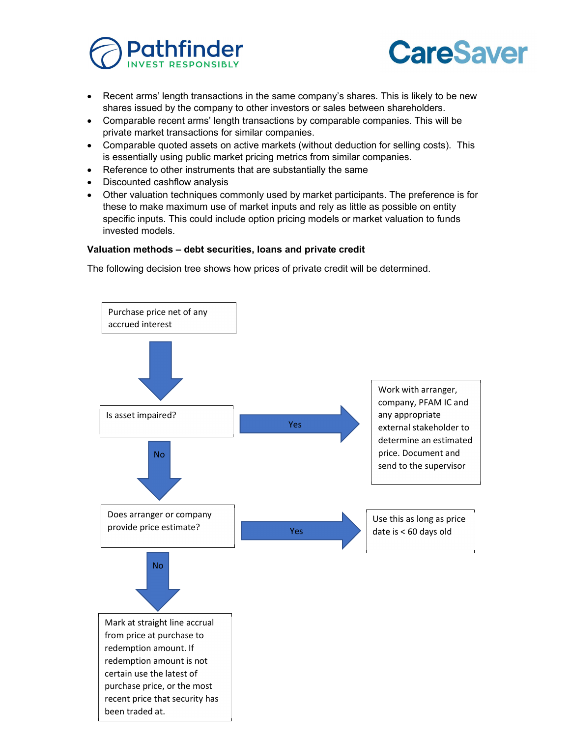- Recent arms' length transactions in the same company's shares. This is likely to be new shares issued by the company to other investors or sales between shareholders.
- Comparable recent arms' length transactions by comparable companies. This will be private market transactions for similar companies.
- Comparable quoted assets on active markets (without deduction for selling costs). This is essentially using public market pricing metrics from similar companies.
- Reference to other instruments that are substantially the same
- Discounted cashflow analysis
- Other valuation techniques commonly used by market participants. The preference is for these to make maximum use of market inputs and rely as little as possible on entity specific inputs. This could include option pricing models or market valuation to funds invested models.

**Valuation methods – debt securities, loans and private credit**

The following decision tree shows how prices of private credit will be determined.

Purchase price net of any accrued interest

Is asset impaired?

Yes

Work with arranger, company, PFAM IC and any appropriate external stakeholder to determine an estimated price. Document and send to the supervisor

No

Does arranger or company provide price estimate?

Yes

Use this as long as price date is < 60 days old

No

Mark at straight line accrual from price at purchase to redemption amount. If redemption amount is not certain use the latest of purchase price, or the most recent price that security has been traded at.